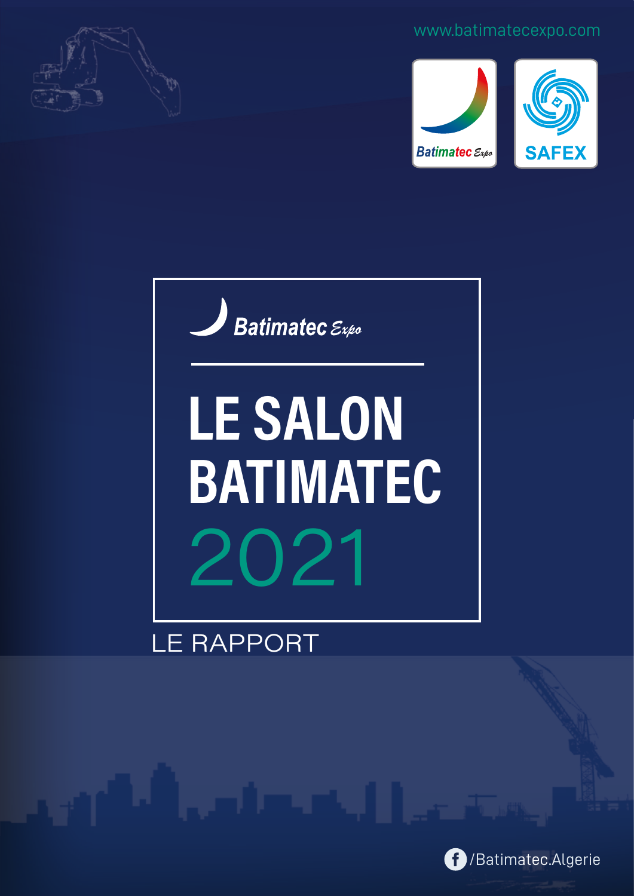www.batimatecexpo.com

Batimatec Expo

SAFEX

Batimatec Expo

# LE SALON BATIMATEC 2021

LE RAPPORT

/Batimatec.Algerie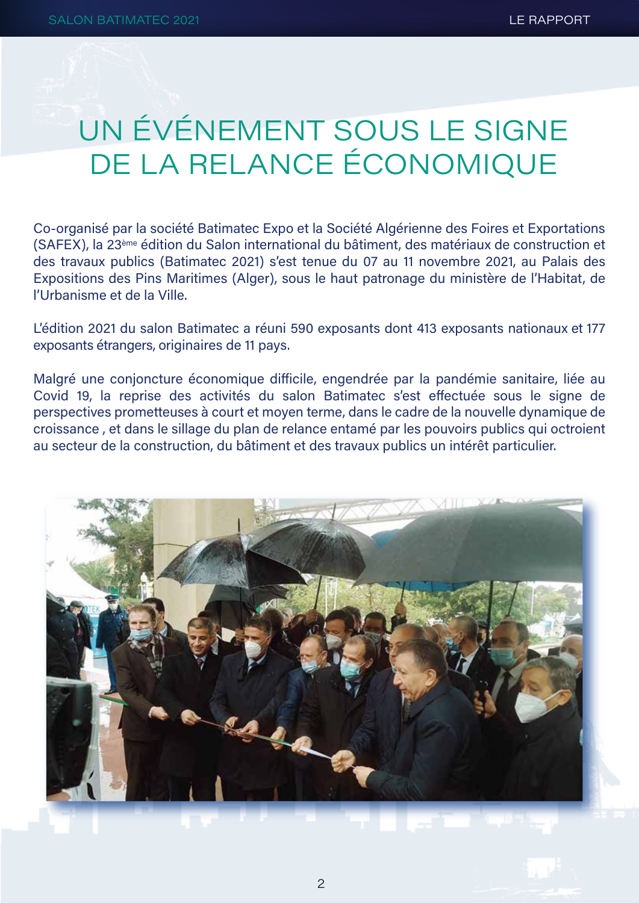# UN ÉVÉNEMENT SOUS LE SIGNE DE LA RELANCE ÉCONOMIQUE

Co-organisé par la société Batimatec Expo et la Société Algérienne des Foires et Exportations (SAFEX), la 23ème édition du Salon international du bâtiment, des matériaux de construction et des travaux publics (Batimatec 2021) s'est tenue du 07 au 11 novembre 2021, au Palais des Expositions des Pins Maritimes (Alger), sous le haut patronage du ministère de l'Habitat, de l'Urbanisme et de la Ville.

L'édition 2021 du salon Batimatec a réuni 590 exposants dont 413 exposants nationaux et 177 exposants étrangers, originaires de 11 pays.

Malgré une conjoncture économique difficile, engendrée par la pandémie sanitaire, liée au Covid 19, la reprise des activités du salon Batimatec s'est effectuée sous le signe de perspectives prometteuses à court et moyen terme, dans le cadre de la nouvelle dynamique de croissance , et dans le sillage du plan de relance entamé par les pouvoirs publics qui octroient au secteur de la construction, du bâtiment et des travaux publics un intérêt particulier.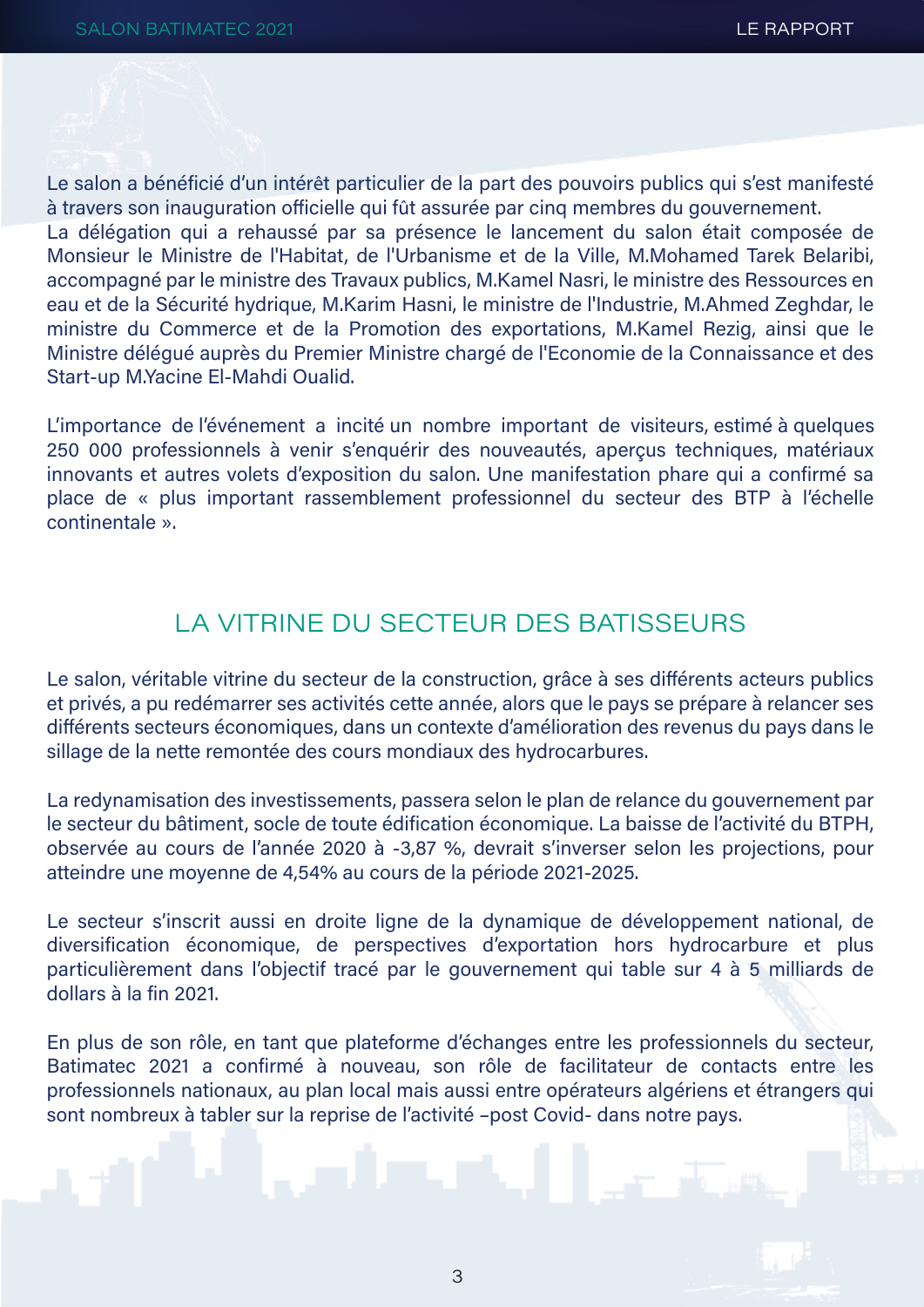Le salon a bénéficié d'un intérêt particulier de la part des pouvoirs publics qui s'est manifesté à travers son inauguration officielle qui fût assurée par cinq membres du gouvernement.
La délégation qui a rehaussé par sa présence le lancement du salon était composée de Monsieur le Ministre de l'Habitat, de l'Urbanisme et de la Ville, M.Mohamed Tarek Belaribi, accompagné par le ministre des Travaux publics, M.Kamel Nasri, le ministre des Ressources en eau et de la Sécurité hydrique, M.Karim Hasni, le ministre de l'Industrie, M.Ahmed Zeghdar, le ministre du Commerce et de la Promotion des exportations, M.Kamel Rezig, ainsi que le Ministre délégué auprès du Premier Ministre chargé de l'Economie de la Connaissance et des Start-up M.Yacine El-Mahdi Oualid.

L'importance de l'événement a incité un nombre important de visiteurs, estimé à quelques 250 000 professionnels à venir s'enquérir des nouveautés, aperçus techniques, matériaux innovants et autres volets d'exposition du salon. Une manifestation phare qui a confirmé sa place de « plus important rassemblement professionnel du secteur des BTP à l'échelle continentale ».

## LA VITRINE DU SECTEUR DES BATISSEURS

Le salon, véritable vitrine du secteur de la construction, grâce à ses différents acteurs publics et privés, a pu redémarrer ses activités cette année, alors que le pays se prépare à relancer ses différents secteurs économiques, dans un contexte d'amélioration des revenus du pays dans le sillage de la nette remontée des cours mondiaux des hydrocarbures.

La redynamisation des investissements, passera selon le plan de relance du gouvernement par le secteur du bâtiment, socle de toute édification économique. La baisse de l'activité du BTPH, observée au cours de l'année 2020 à -3,87 %, devrait s'inverser selon les projections, pour atteindre une moyenne de 4,54% au cours de la période 2021-2025.

Le secteur s'inscrit aussi en droite ligne de la dynamique de développement national, de diversification économique, de perspectives d'exportation hors hydrocarbure et plus particulièrement dans l'objectif tracé par le gouvernement qui table sur 4 à 5 milliards de dollars à la fin 2021.

En plus de son rôle, en tant que plateforme d'échanges entre les professionnels du secteur, Batimatec 2021 a confirmé à nouveau, son rôle de facilitateur de contacts entre les professionnels nationaux, au plan local mais aussi entre opérateurs algériens et étrangers qui sont nombreux à tabler sur la reprise de l'activité –post Covid- dans notre pays.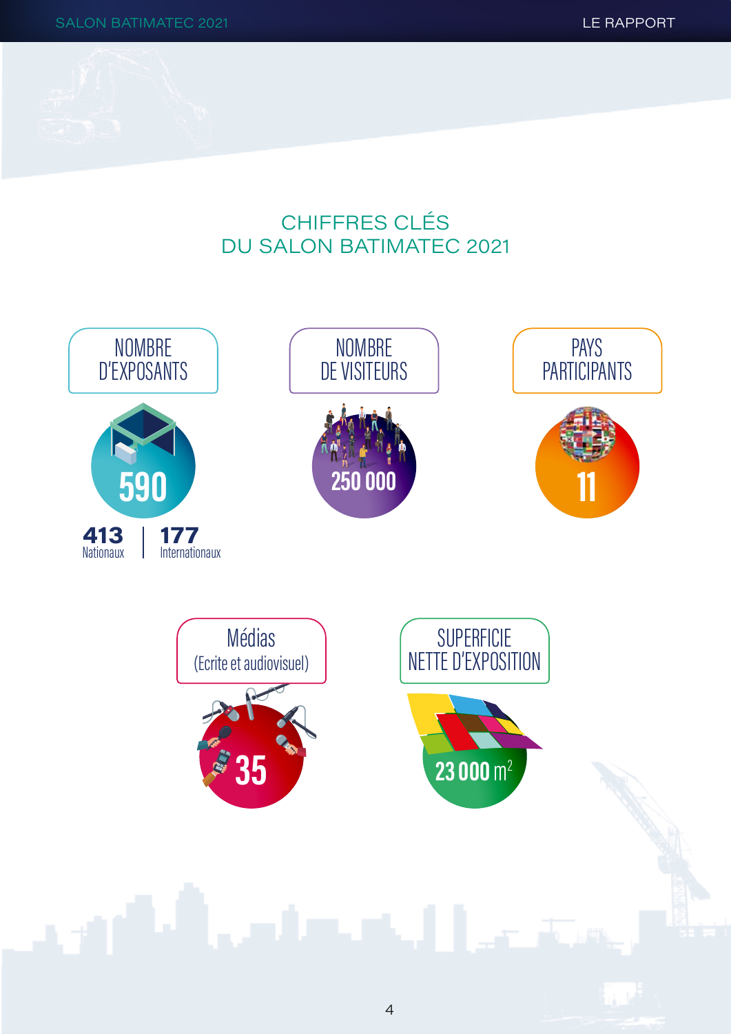# CHIFFRES CLÉS DU SALON BATIMATEC 2021

**NOMBRE D'EXPOSANTS**

590

**413** Nationaux | **177** Internationaux

**NOMBRE DE VISITEURS**

250 000

**PAYS PARTICIPANTS**

11

**Médias (Ecrite et audiovisuel)**

35

**SUPERFICIE NETTE D'EXPOSITION**

23 000 $m^2$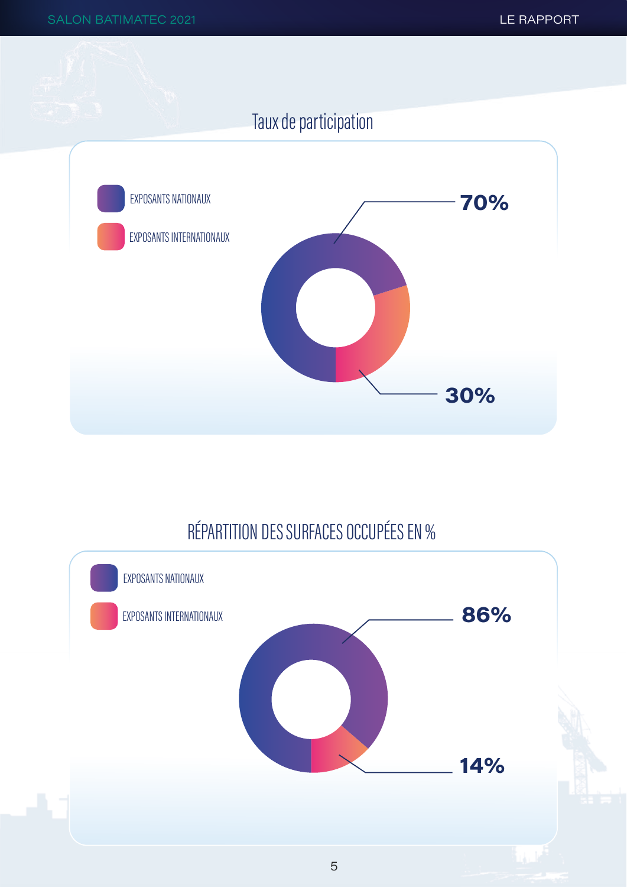## Taux de participation

EXPOSANTS NATIONAUX

EXPOSANTS INTERNATIONAUX

70%

30%

## RÉPARTITION DES SURFACES OCCUPÉES EN %

EXPOSANTS NATIONAUX

EXPOSANTS INTERNATIONAUX

86%

14%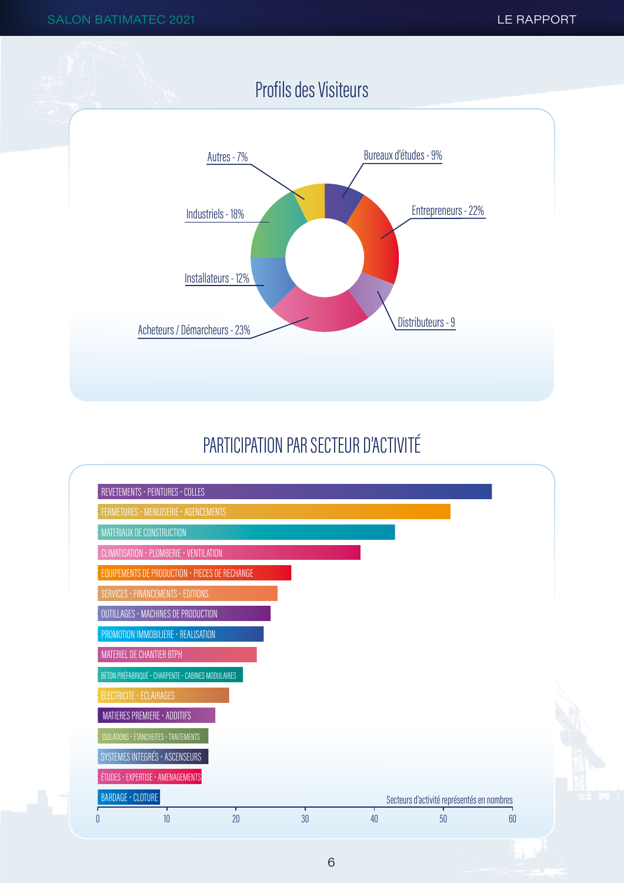## Profils des Visiteurs

- Bureaux d'études - 9%
- Entrepreneurs - 22%
- Distributeurs - 9
- Acheteurs / Démarcheurs - 23%
- Installateurs - 12%
- Industriels - 18%
- Autres - 7%

## PARTICIPATION PAR SECTEUR D'ACTIVITÉ

- REVETEMENTS · PEINTURES · COLLES
- FERMETURES · MENUISERIE · AGENCEMENTS
- MATERIAUX DE CONSTRUCTION
- CLIMATISATION · PLOMBERIE · VENTILATION
- EQUIPEMENTS DE PRODUCTION · PIECES DE RECHANGE
- SERVICES · FINANCEMENTS · EDITIONS
- OUTILLAGES · MACHINES DE PRODUCTION
- PROMOTION IMMOBILIERE · REALISATION
- MATERIEL DE CHANTIER BTPH
- BÉTON PRÉFABRIQUÉ · CHARPENTE · CABINES MODULAIRES
- ELECTRICITE · ECLAIRAGES
- MATIERES PREMIERE · ADDITIFS
- ISOLATIONS · ETANCHEITES · TRAITEMENTS
- SYSTEMES INTEGRÉS · ASCENSEURS
- ÉTUDES · EXPERTISE · AMENAGEMENTS
- BARDAGE · CLOTURE

Secteurs d'activité représentés en nombres

0 10 20 30 40 50 60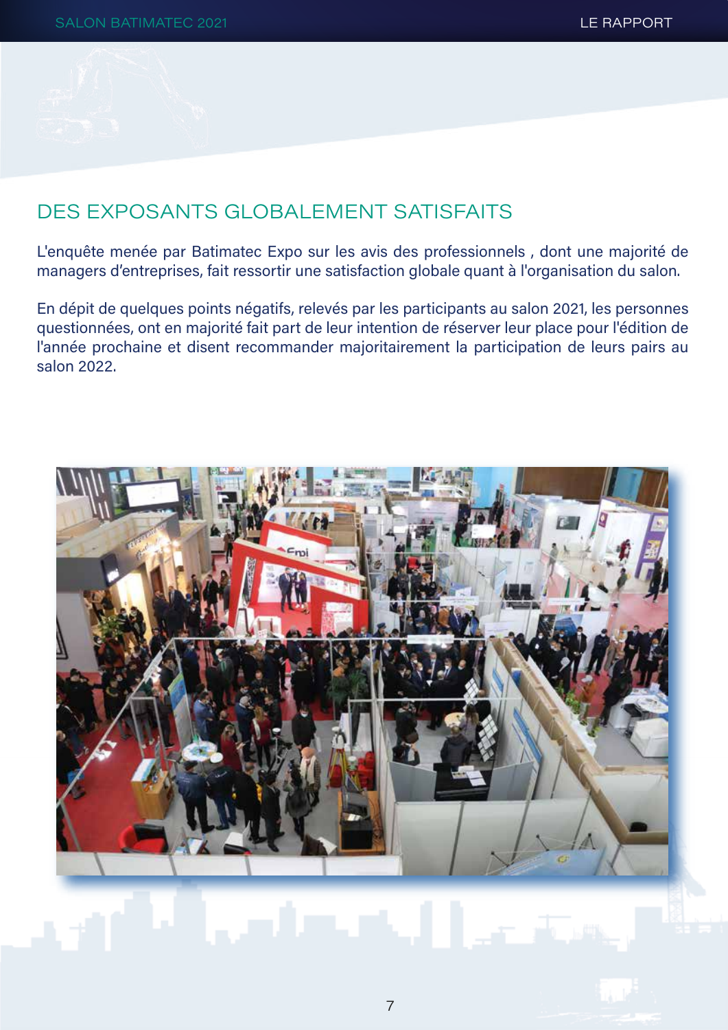## DES EXPOSANTS GLOBALEMENT SATISFAITS

L'enquête menée par Batimatec Expo sur les avis des professionnels , dont une majorité de managers d'entreprises, fait ressortir une satisfaction globale quant à l'organisation du salon.

En dépit de quelques points négatifs, relevés par les participants au salon 2021, les personnes questionnées, ont en majorité fait part de leur intention de réserver leur place pour l'édition de l'année prochaine et disent recommander majoritairement la participation de leurs pairs au salon 2022.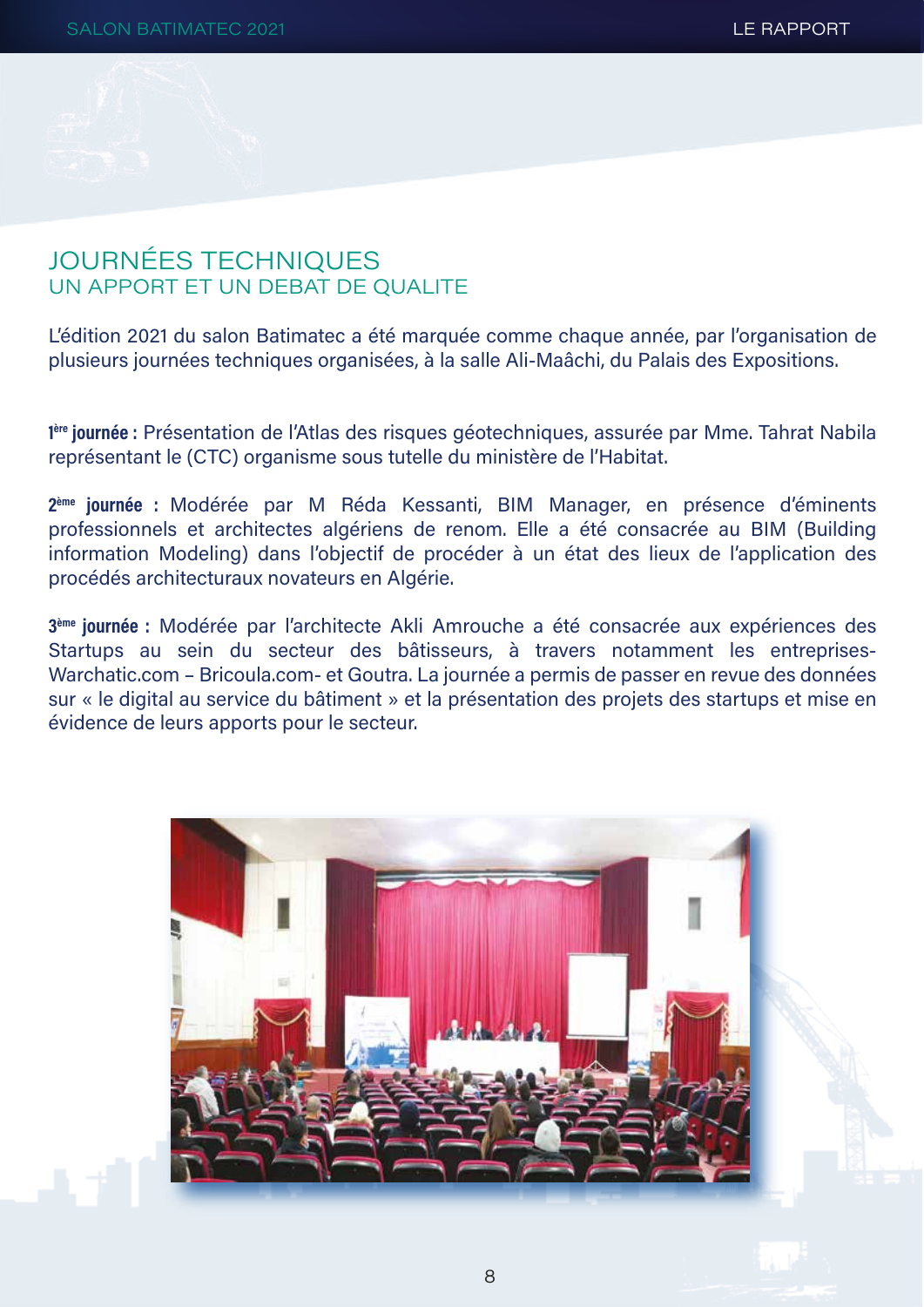# JOURNÉES TECHNIQUES
## UN APPORT ET UN DEBAT DE QUALITE

L'édition 2021 du salon Batimatec a été marquée comme chaque année, par l'organisation de plusieurs journées techniques organisées, à la salle Ali-Maâchi, du Palais des Expositions.

**1ère journée :** Présentation de l'Atlas des risques géotechniques, assurée par Mme. Tahrat Nabila représentant le (CTC) organisme sous tutelle du ministère de l'Habitat.

**2ème journée :** Modérée par M Réda Kessanti, BIM Manager, en présence d'éminents professionnels et architectes algériens de renom. Elle a été consacrée au BIM (Building information Modeling) dans l'objectif de procéder à un état des lieux de l'application des procédés architecturaux novateurs en Algérie.

**3ème journée :** Modérée par l'architecte Akli Amrouche a été consacrée aux expériences des Startups au sein du secteur des bâtisseurs, à travers notamment les entreprises- Warchatic.com – Bricoula.com- et Goutra. La journée a permis de passer en revue des données sur « le digital au service du bâtiment » et la présentation des projets des startups et mise en évidence de leurs apports pour le secteur.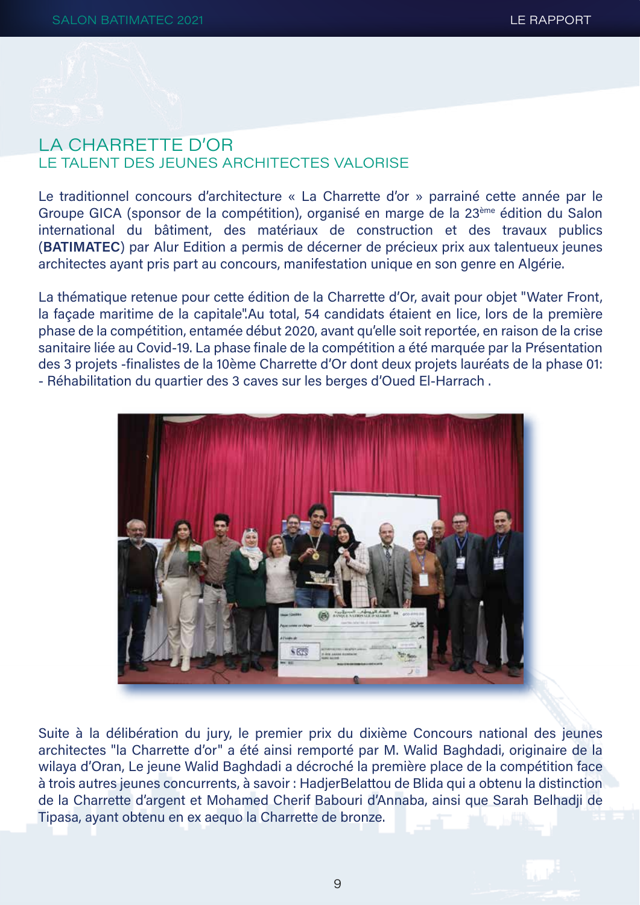# LA CHARRETTE D'OR

## LE TALENT DES JEUNES ARCHITECTES VALORISE

Le traditionnel concours d'architecture « La Charrette d'or » parrainé cette année par le Groupe GICA (sponsor de la compétition), organisé en marge de la 23ème édition du Salon international du bâtiment, des matériaux de construction et des travaux publics (**BATIMATEC**) par Alur Edition a permis de décerner de précieux prix aux talentueux jeunes architectes ayant pris part au concours, manifestation unique en son genre en Algérie.

La thématique retenue pour cette édition de la Charrette d'Or, avait pour objet "Water Front, la façade maritime de la capitale".Au total, 54 candidats étaient en lice, lors de la première phase de la compétition, entamée début 2020, avant qu'elle soit reportée, en raison de la crise sanitaire liée au Covid-19. La phase finale de la compétition a été marquée par la Présentation des 3 projets -finalistes de la 10ème Charrette d'Or dont deux projets lauréats de la phase 01:
- Réhabilitation du quartier des 3 caves sur les berges d'Oued El-Harrach .

Suite à la délibération du jury, le premier prix du dixième Concours national des jeunes architectes "la Charrette d'or" a été ainsi remporté par M. Walid Baghdadi, originaire de la wilaya d'Oran, Le jeune Walid Baghdadi a décroché la première place de la compétition face à trois autres jeunes concurrents, à savoir : HadjerBelattou de Blida qui a obtenu la distinction de la Charrette d'argent et Mohamed Cherif Babouri d'Annaba, ainsi que Sarah Belhadji de Tipasa, ayant obtenu en ex aequo la Charrette de bronze.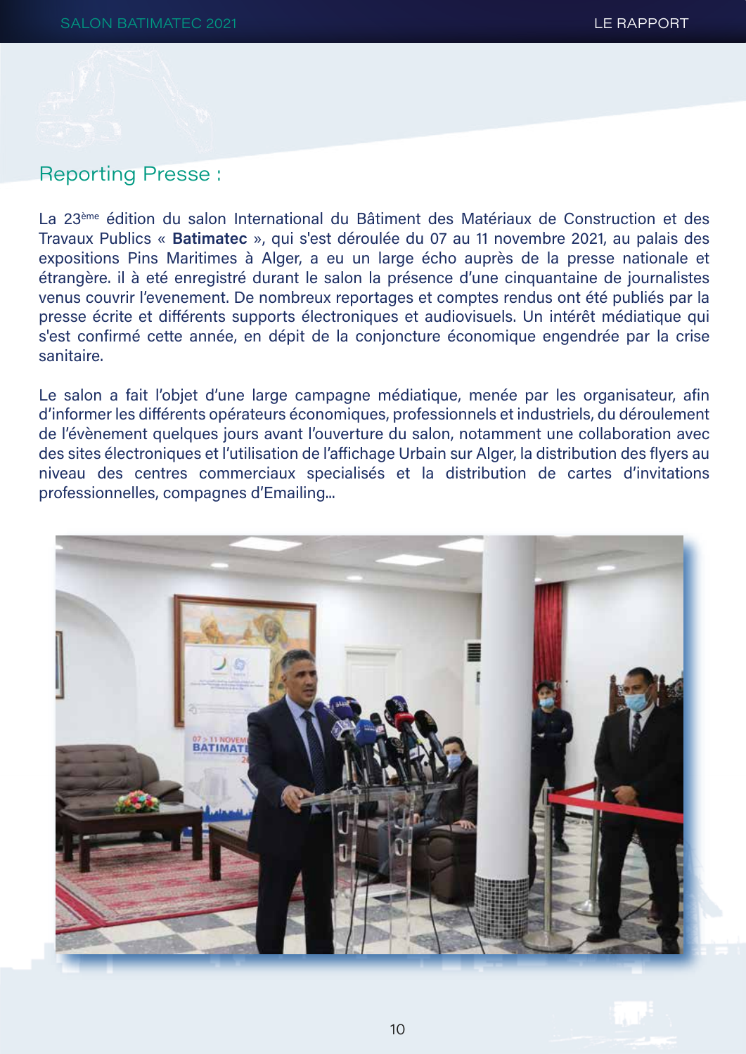## Reporting Presse :

La 23ème édition du salon International du Bâtiment des Matériaux de Construction et des Travaux Publics « **Batimatec** », qui s'est déroulée du 07 au 11 novembre 2021, au palais des expositions Pins Maritimes à Alger, a eu un large écho auprès de la presse nationale et étrangère. il à été enregistré durant le salon la présence d'une cinquantaine de journalistes venus couvrir l'evenement. De nombreux reportages et comptes rendus ont été publiés par la presse écrite et différents supports électroniques et audiovisuels. Un intérêt médiatique qui s'est confirmé cette année, en dépit de la conjoncture économique engendrée par la crise sanitaire.

Le salon a fait l'objet d'une large campagne médiatique, menée par les organisateur, afin d'informer les différents opérateurs économiques, professionnels et industriels, du déroulement de l'évènement quelques jours avant l'ouverture du salon, notamment une collaboration avec des sites électroniques et l'utilisation de l'affichage Urbain sur Alger, la distribution des flyers au niveau des centres commerciaux specialisés et la distribution de cartes d'invitations professionnelles, compagnes d'Emailing...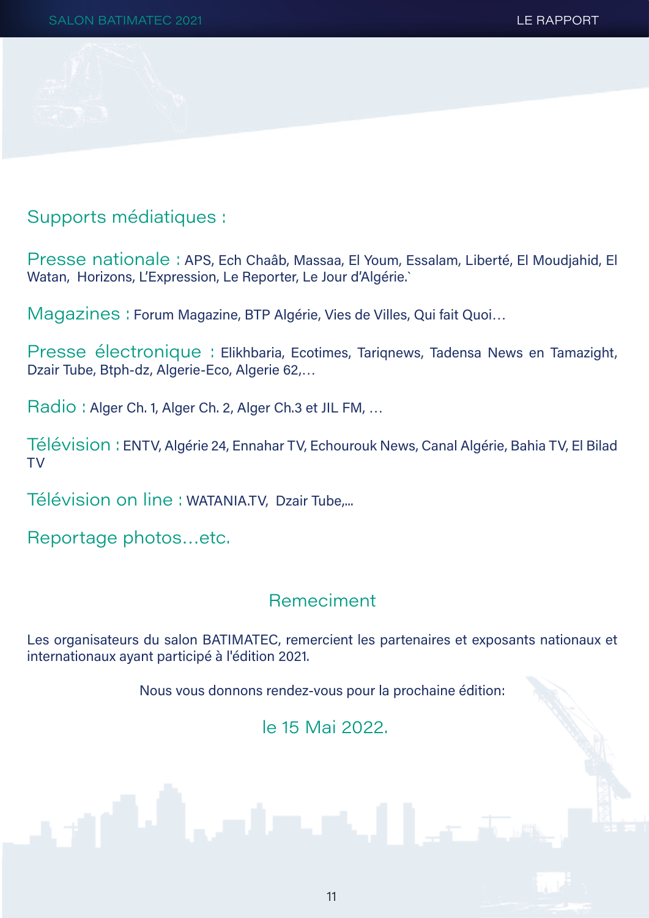## Supports médiatiques :

**Presse nationale :** APS, Ech Chaâb, Massaa, El Youm, Essalam, Liberté, El Moudjahid, El Watan, Horizons, L'Expression, Le Reporter, Le Jour d'Algérie.`

**Magazines :** Forum Magazine, BTP Algérie, Vies de Villes, Qui fait Quoi…

**Presse électronique :** Elikhbaria, Ecotimes, Tariqnews, Tadensa News en Tamazight, Dzair Tube, Btph-dz, Algerie-Eco, Algerie 62,…

**Radio :** Alger Ch. 1, Alger Ch. 2, Alger Ch.3 et JIL FM, …

**Télévision :** ENTV, Algérie 24, Ennahar TV, Echourouk News, Canal Algérie, Bahia TV, El Bilad TV

**Télévision on line :** WATANIA.TV, Dzair Tube,...

**Reportage photos…etc.**

## Remeciment

Les organisateurs du salon BATIMATEC, remercient les partenaires et exposants nationaux et internationaux ayant participé à l'édition 2021.

Nous vous donnons rendez-vous pour la prochaine édition:

le 15 Mai 2022.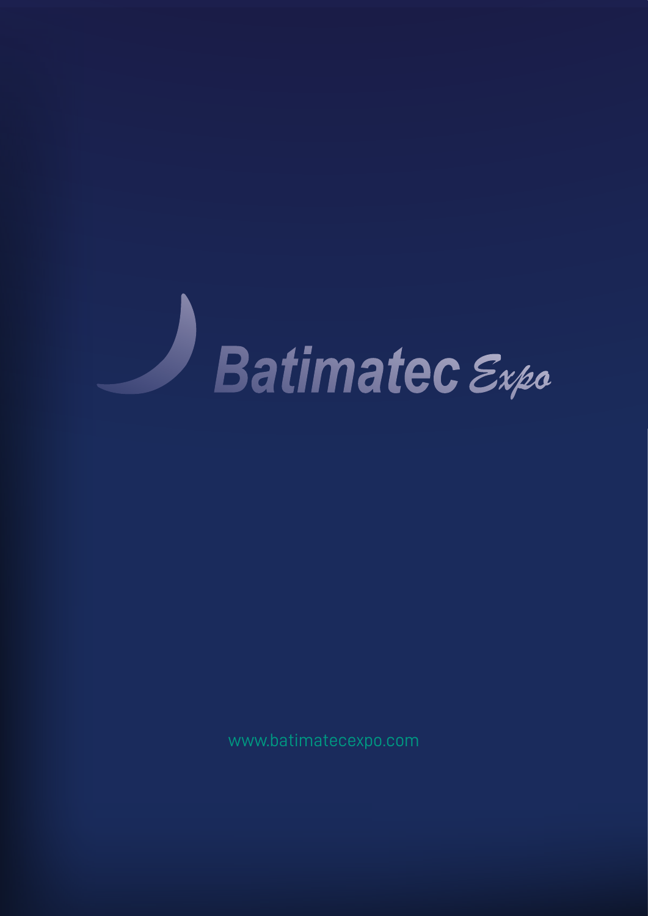Batimatec Expo

www.batimatecexpo.com